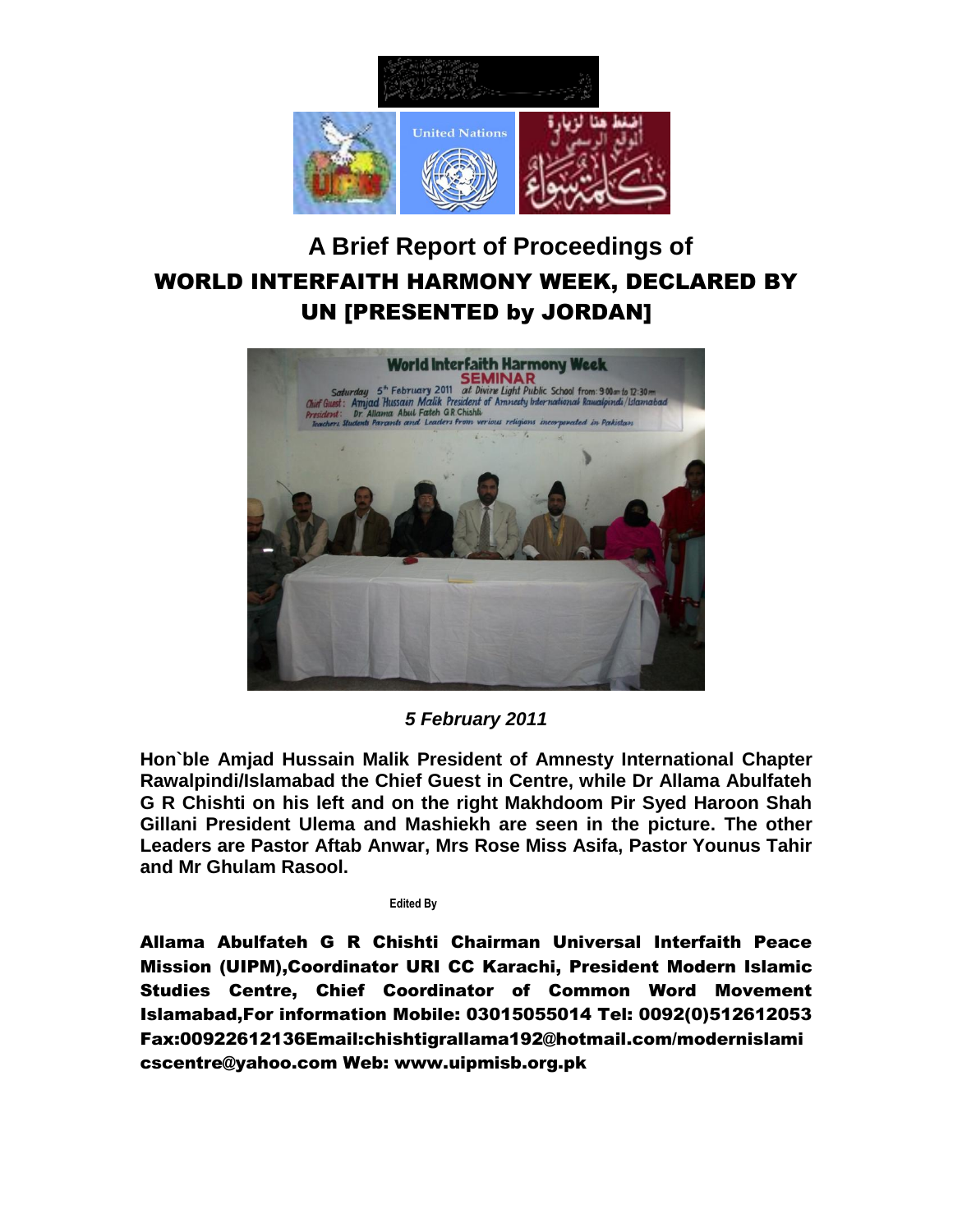# A Brief Report of Proceedings of

## WORLD INTERFAITH HARMONY WEEK, DECLARED BY UN [PRESENTED by JORDAN]

***5 February 2011***

**Hon`ble Amjad Hussain Malik President of Amnesty International Chapter Rawalpindi/Islamabad the Chief Guest in Centre, while Dr Allama Abulfateh G R Chishti on his left and on the right Makhdoom Pir Syed Haroon Shah Gillani President Ulema and Mashiekh are seen in the picture. The other Leaders are Pastor Aftab Anwar, Mrs Rose Miss Asifa, Pastor Younus Tahir and Mr Ghulam Rasool.**

**Edited By**

**Allama Abulfateh G R Chishti Chairman Universal Interfaith Peace Mission (UIPM),Coordinator URI CC Karachi, President Modern Islamic Studies Centre, Chief Coordinator of Common Word Movement Islamabad,For information Mobile: 03015055014 Tel: 0092(0)512612053 Fax:00922612136Email:chishtigrallama192@hotmail.com/modernislamicscentre@yahoo.com Web: www.uipmisb.org.pk**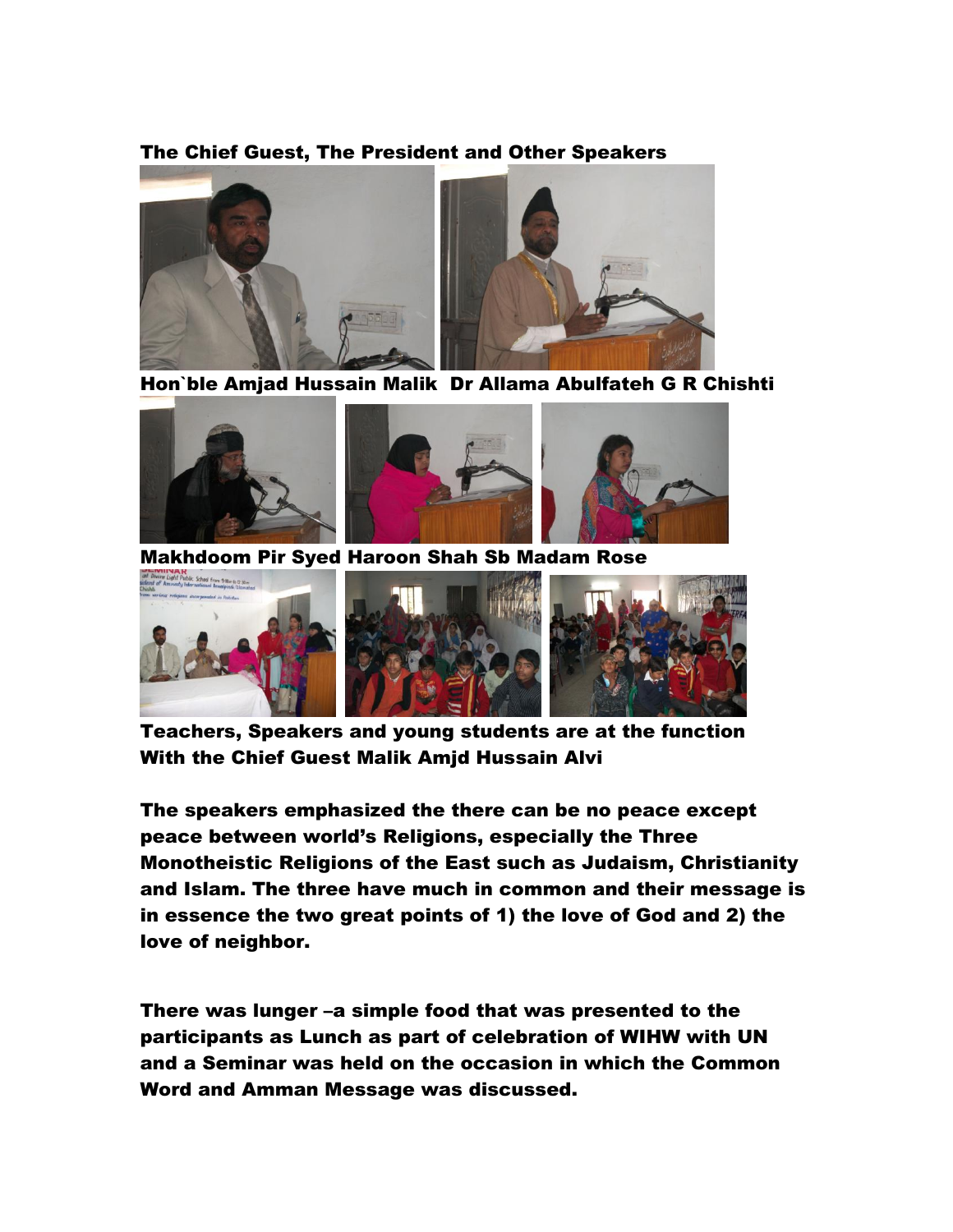**The Chief Guest, The President and Other Speakers**

**Hon`ble Amjad Hussain Malik  Dr Allama Abulfateh G R Chishti**

**Makhdoom Pir Syed Haroon Shah Sb Madam Rose**

**Teachers, Speakers and young students are at the function With the Chief Guest Malik Amjd Hussain Alvi**

**The speakers emphasized the there can be no peace except peace between world's Religions, especially the Three Monotheistic Religions of the East such as Judaism, Christianity and Islam. The three have much in common and their message is in essence the two great points of 1) the love of God and 2) the love of neighbor.**

**There was lunger –a simple food that was presented to the participants as Lunch as part of celebration of WIHW with UN and a Seminar was held on the occasion in which the Common Word and Amman Message was discussed.**